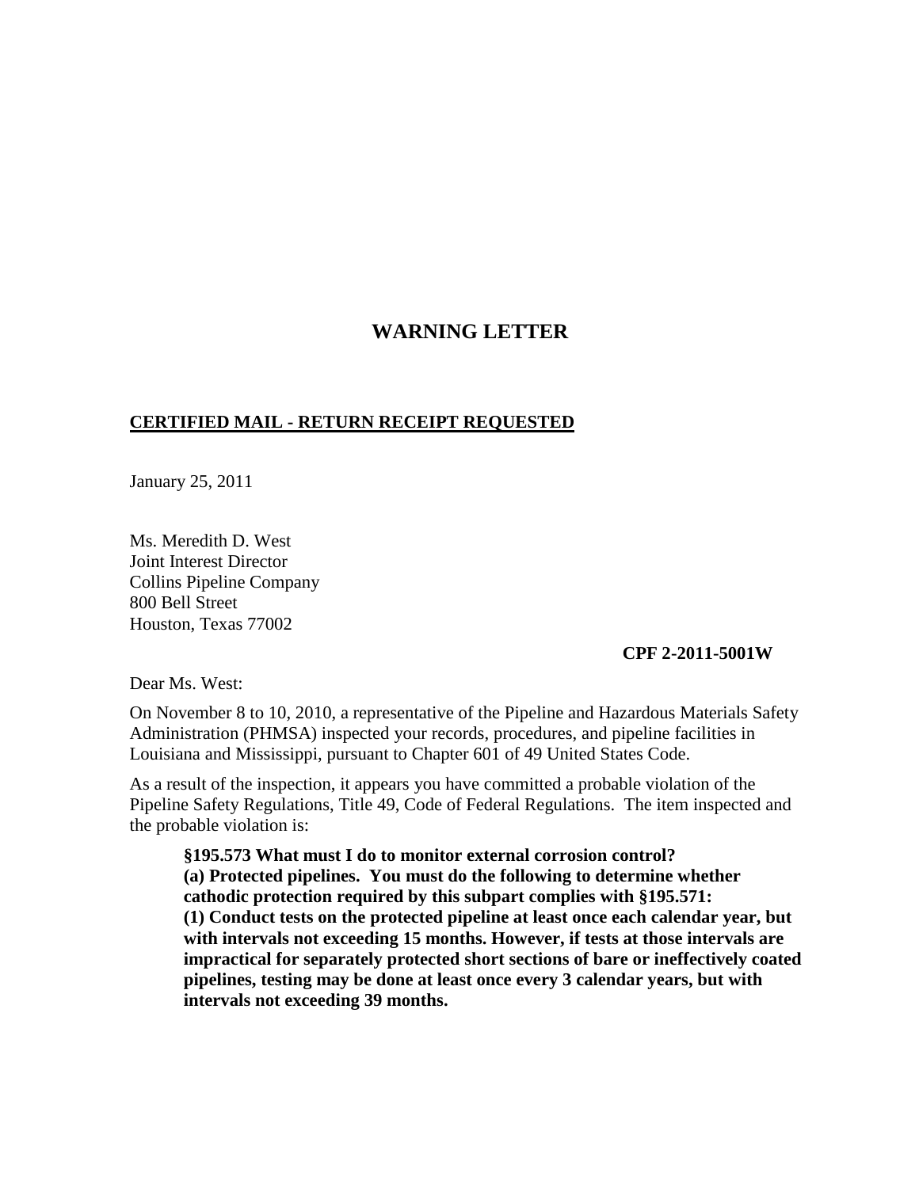# WARNING LETTER

**CERTIFIED MAIL - RETURN RECEIPT REQUESTED**

January 25, 2011

Ms. Meredith D. West
Joint Interest Director
Collins Pipeline Company
800 Bell Street
Houston, Texas 77002

**CPF 2-2011-5001W**

Dear Ms. West:

On November 8 to 10, 2010, a representative of the Pipeline and Hazardous Materials Safety Administration (PHMSA) inspected your records, procedures, and pipeline facilities in Louisiana and Mississippi, pursuant to Chapter 601 of 49 United States Code.

As a result of the inspection, it appears you have committed a probable violation of the Pipeline Safety Regulations, Title 49, Code of Federal Regulations. The item inspected and the probable violation is:

> **§195.573 What must I do to monitor external corrosion control?**
> **(a) Protected pipelines. You must do the following to determine whether cathodic protection required by this subpart complies with §195.571:**
> **(1) Conduct tests on the protected pipeline at least once each calendar year, but with intervals not exceeding 15 months. However, if tests at those intervals are impractical for separately protected short sections of bare or ineffectively coated pipelines, testing may be done at least once every 3 calendar years, but with intervals not exceeding 39 months.**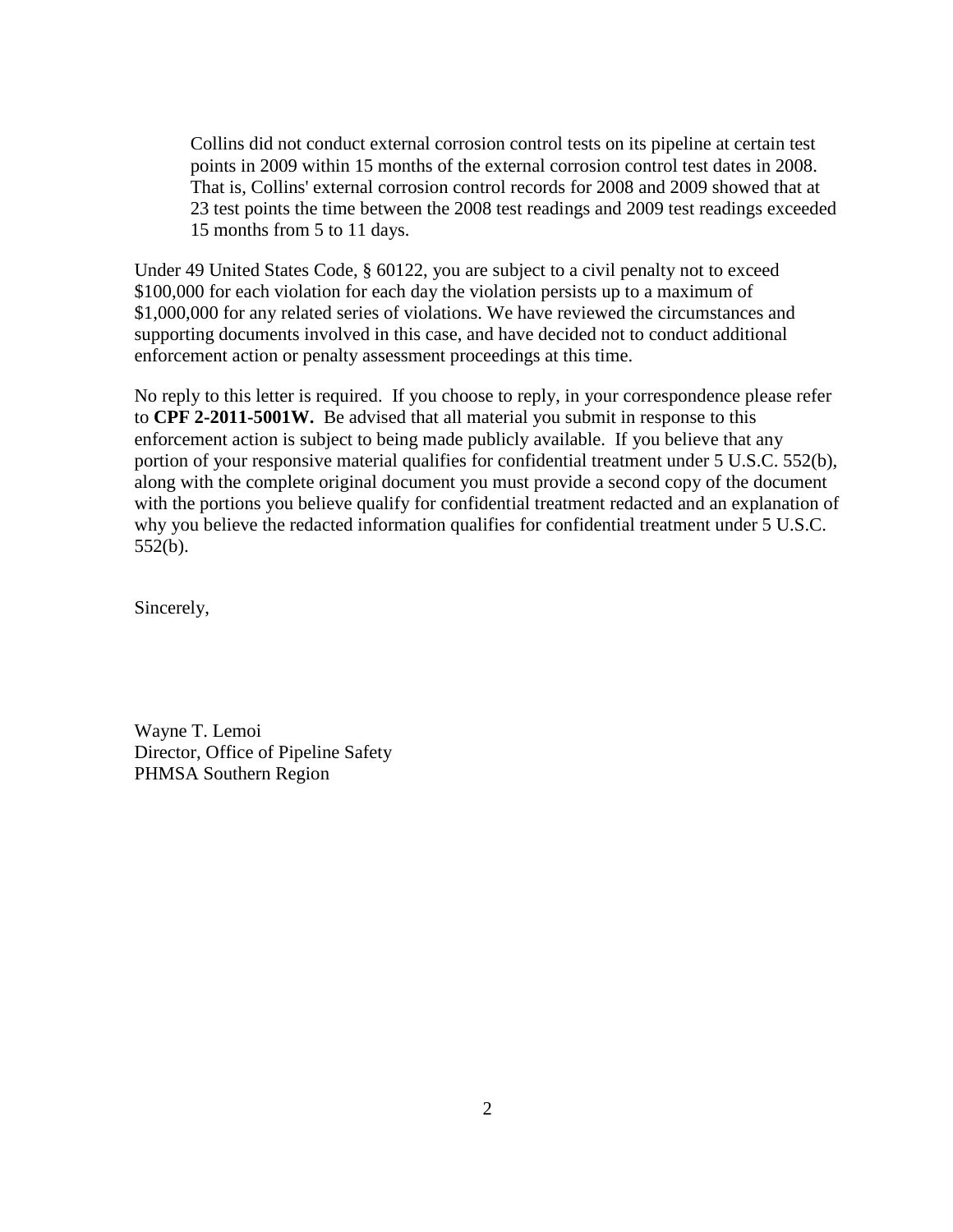> Collins did not conduct external corrosion control tests on its pipeline at certain test points in 2009 within 15 months of the external corrosion control test dates in 2008. That is, Collins' external corrosion control records for 2008 and 2009 showed that at 23 test points the time between the 2008 test readings and 2009 test readings exceeded 15 months from 5 to 11 days.

Under 49 United States Code, § 60122, you are subject to a civil penalty not to exceed $100,000 for each violation for each day the violation persists up to a maximum of $1,000,000 for any related series of violations. We have reviewed the circumstances and supporting documents involved in this case, and have decided not to conduct additional enforcement action or penalty assessment proceedings at this time.

No reply to this letter is required. If you choose to reply, in your correspondence please refer to **CPF 2-2011-5001W.** Be advised that all material you submit in response to this enforcement action is subject to being made publicly available. If you believe that any portion of your responsive material qualifies for confidential treatment under 5 U.S.C. 552(b), along with the complete original document you must provide a second copy of the document with the portions you believe qualify for confidential treatment redacted and an explanation of why you believe the redacted information qualifies for confidential treatment under 5 U.S.C. 552(b).

Sincerely,

Wayne T. Lemoi
Director, Office of Pipeline Safety
PHMSA Southern Region